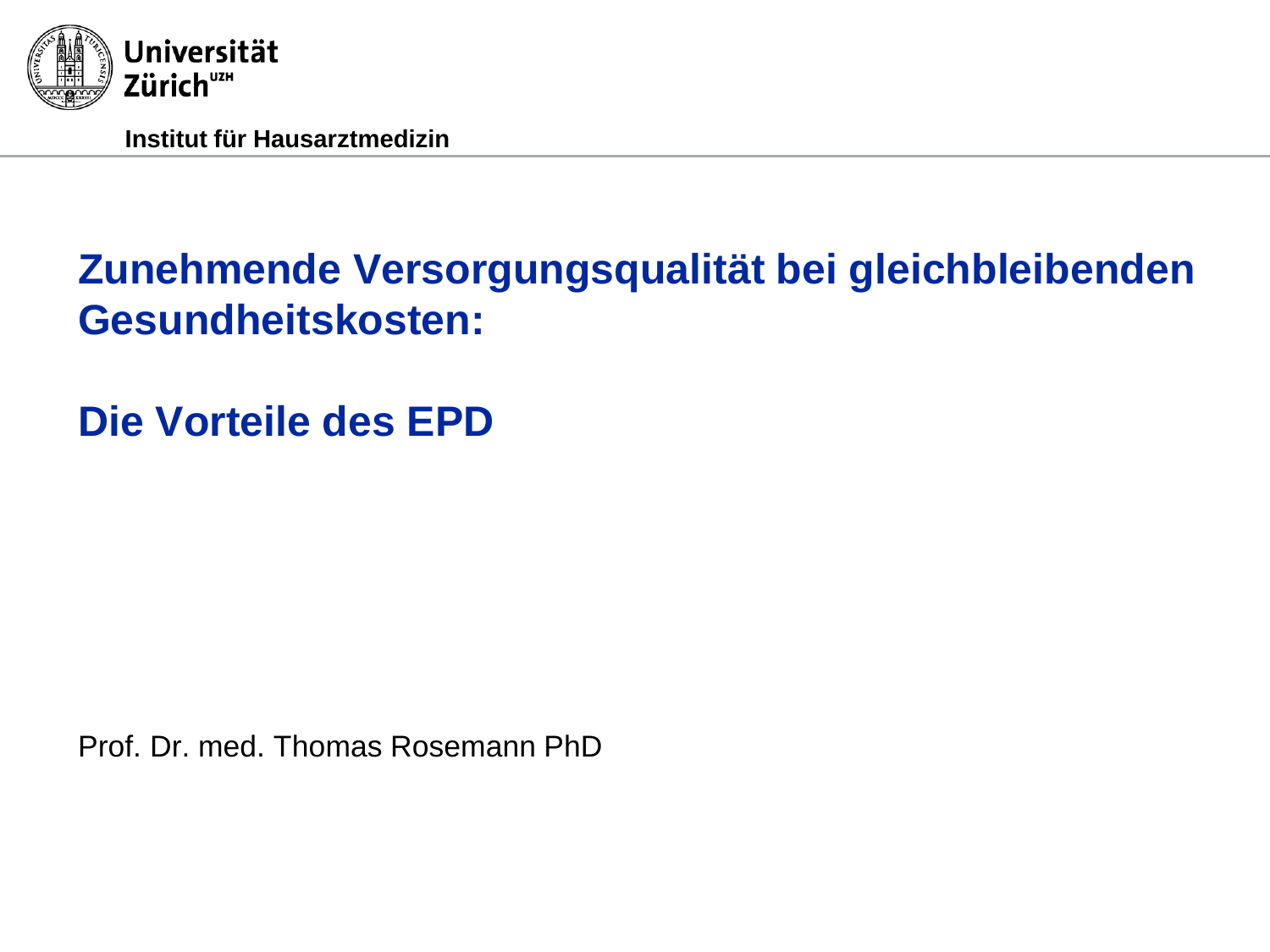Universität Zürich[UZH]

**Institut für Hausarztmedizin**

# Zunehmende Versorgungsqualität bei gleichbleibenden Gesundheitskosten:

# Die Vorteile des EPD

Prof. Dr. med. Thomas Rosemann PhD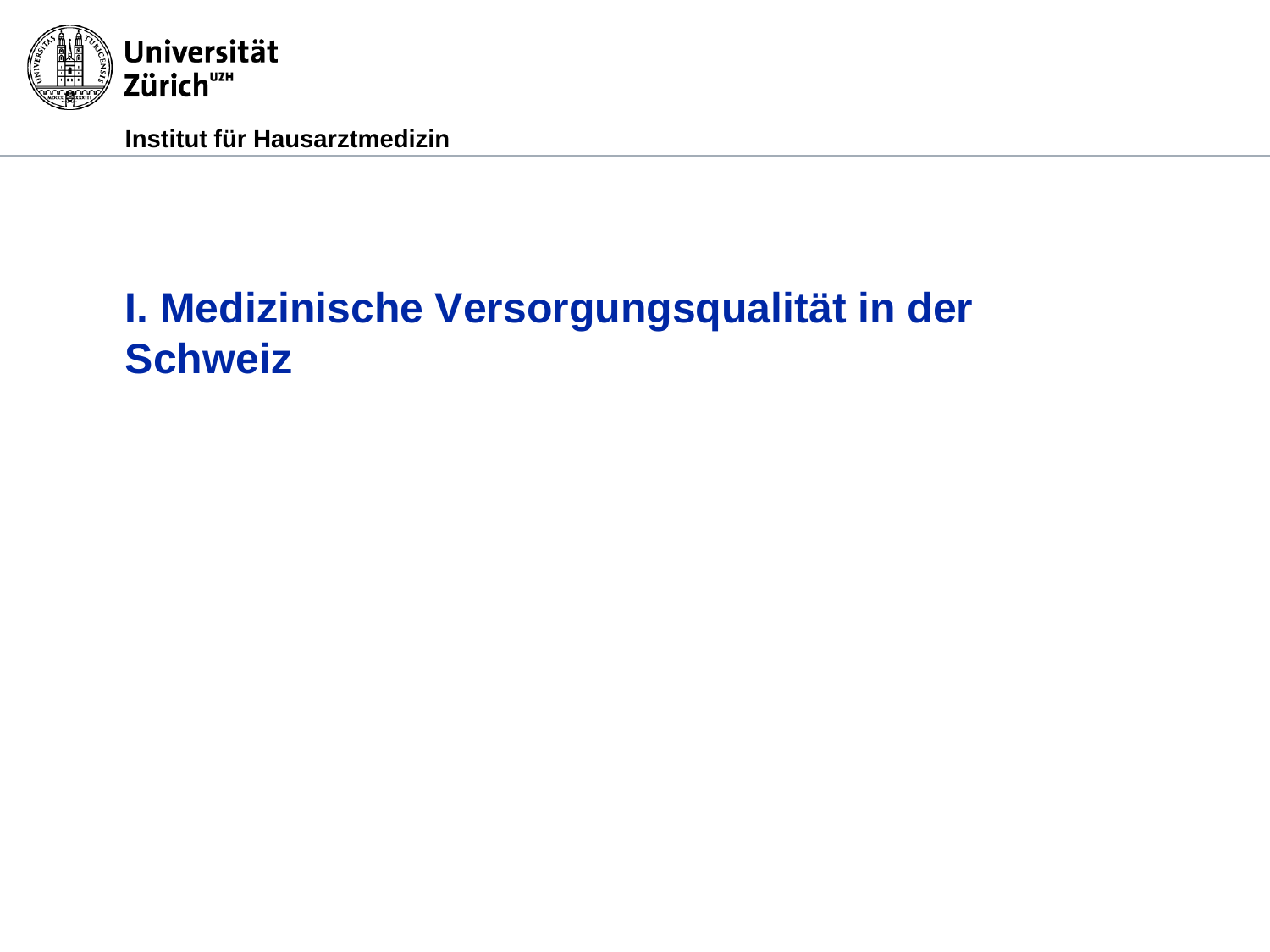# I. Medizinische Versorgungsqualität in der Schweiz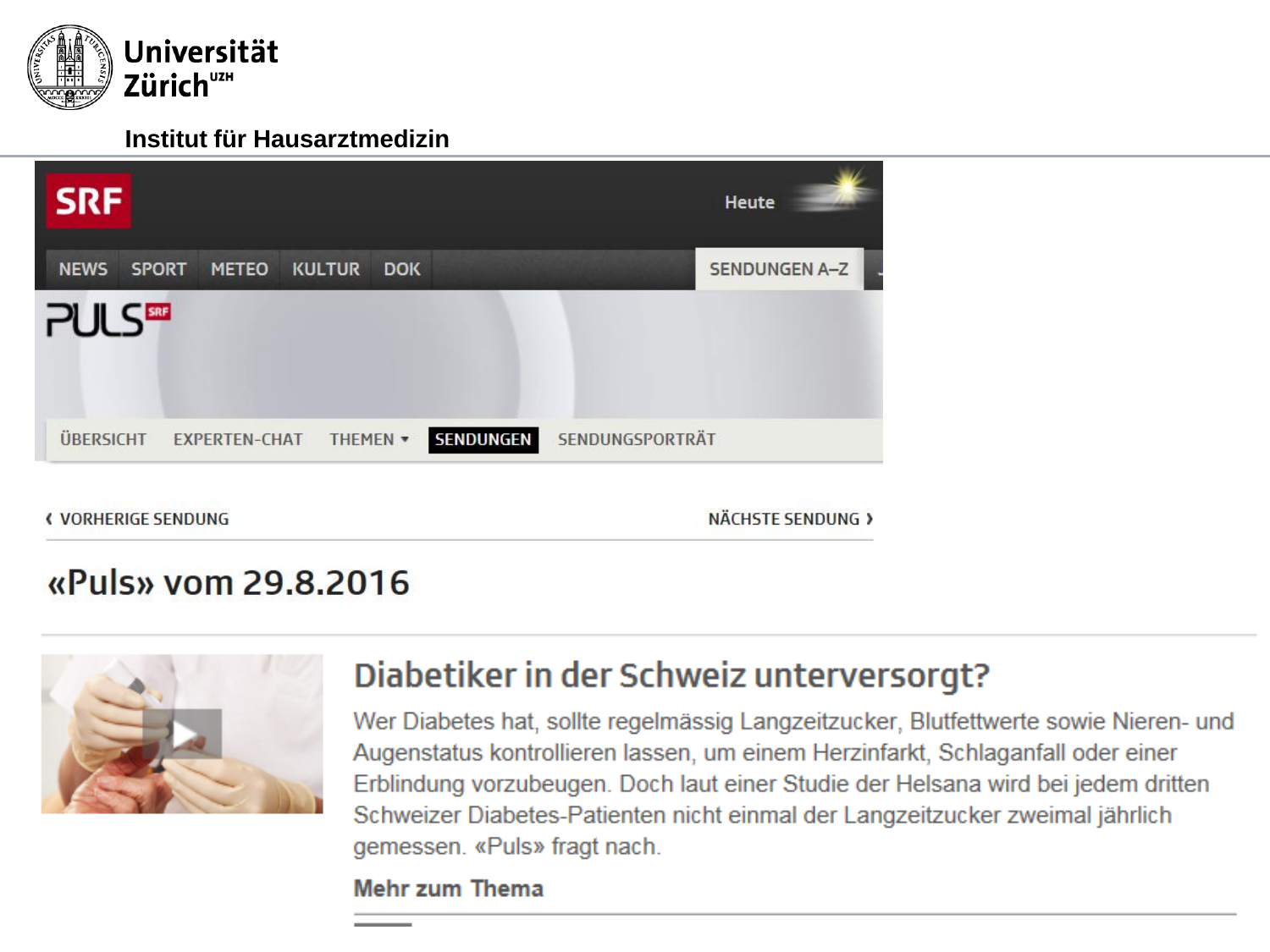Universität Zürich[UZH]

Institut für Hausarztmedizin

SRF

Heute

NEWS SPORT METEO KULTUR DOK SENDUNGEN A–Z

PULS SRF

ÜBERSICHT EXPERTEN-CHAT THEMEN SENDUNGEN SENDUNGSPORTRÄT

‹ VORHERIGE SENDUNG NÄCHSTE SENDUNG ›

# «Puls» vom 29.8.2016

## Diabetiker in der Schweiz unterversorgt?

Wer Diabetes hat, sollte regelmässig Langzeitzucker, Blutfettwerte sowie Nieren- und Augenstatus kontrollieren lassen, um einem Herzinfarkt, Schlaganfall oder einer Erblindung vorzubeugen. Doch laut einer Studie der Helsana wird bei jedem dritten Schweizer Diabetes-Patienten nicht einmal der Langzeitzucker zweimal jährlich gemessen. «Puls» fragt nach.

**Mehr zum Thema**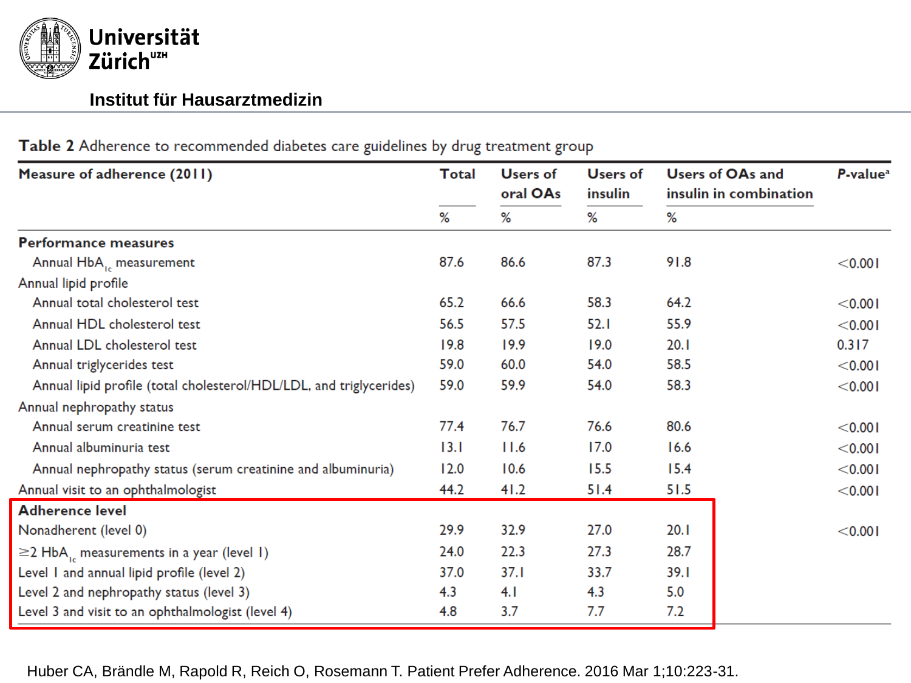**Universität Zürich**[UZH]

**Institut für Hausarztmedizin**

**Table 2** Adherence to recommended diabetes care guidelines by drug treatment group

| Measure of adherence (2011) | Total | Users of oral OAs | Users of insulin | Users of OAs and insulin in combination | P-value[a] |
|---|---|---|---|---|---|
| | % | % | % | % | |
| **Performance measures** | | | | | |
| Annual $HbA_{1c}$ measurement | 87.6 | 86.6 | 87.3 | 91.8 | <0.001 |
| Annual lipid profile | | | | | |
| Annual total cholesterol test | 65.2 | 66.6 | 58.3 | 64.2 | <0.001 |
| Annual HDL cholesterol test | 56.5 | 57.5 | 52.1 | 55.9 | <0.001 |
| Annual LDL cholesterol test | 19.8 | 19.9 | 19.0 | 20.1 | 0.317 |
| Annual triglycerides test | 59.0 | 60.0 | 54.0 | 58.5 | <0.001 |
| Annual lipid profile (total cholesterol/HDL/LDL, and triglycerides) | 59.0 | 59.9 | 54.0 | 58.3 | <0.001 |
| Annual nephropathy status | | | | | |
| Annual serum creatinine test | 77.4 | 76.7 | 76.6 | 80.6 | <0.001 |
| Annual albuminuria test | 13.1 | 11.6 | 17.0 | 16.6 | <0.001 |
| Annual nephropathy status (serum creatinine and albuminuria) | 12.0 | 10.6 | 15.5 | 15.4 | <0.001 |
| Annual visit to an ophthalmologist | 44.2 | 41.2 | 51.4 | 51.5 | <0.001 |
| **Adherence level** | | | | | |
| Nonadherent (level 0) | 29.9 | 32.9 | 27.0 | 20.1 | <0.001 |
| ≥2 $HbA_{1c}$ measurements in a year (level 1) | 24.0 | 22.3 | 27.3 | 28.7 | |
| Level 1 and annual lipid profile (level 2) | 37.0 | 37.1 | 33.7 | 39.1 | |
| Level 2 and nephropathy status (level 3) | 4.3 | 4.1 | 4.3 | 5.0 | |
| Level 3 and visit to an ophthalmologist (level 4) | 4.8 | 3.7 | 7.7 | 7.2 | |

Huber CA, Brändle M, Rapold R, Reich O, Rosemann T. Patient Prefer Adherence. 2016 Mar 1;10:223-31.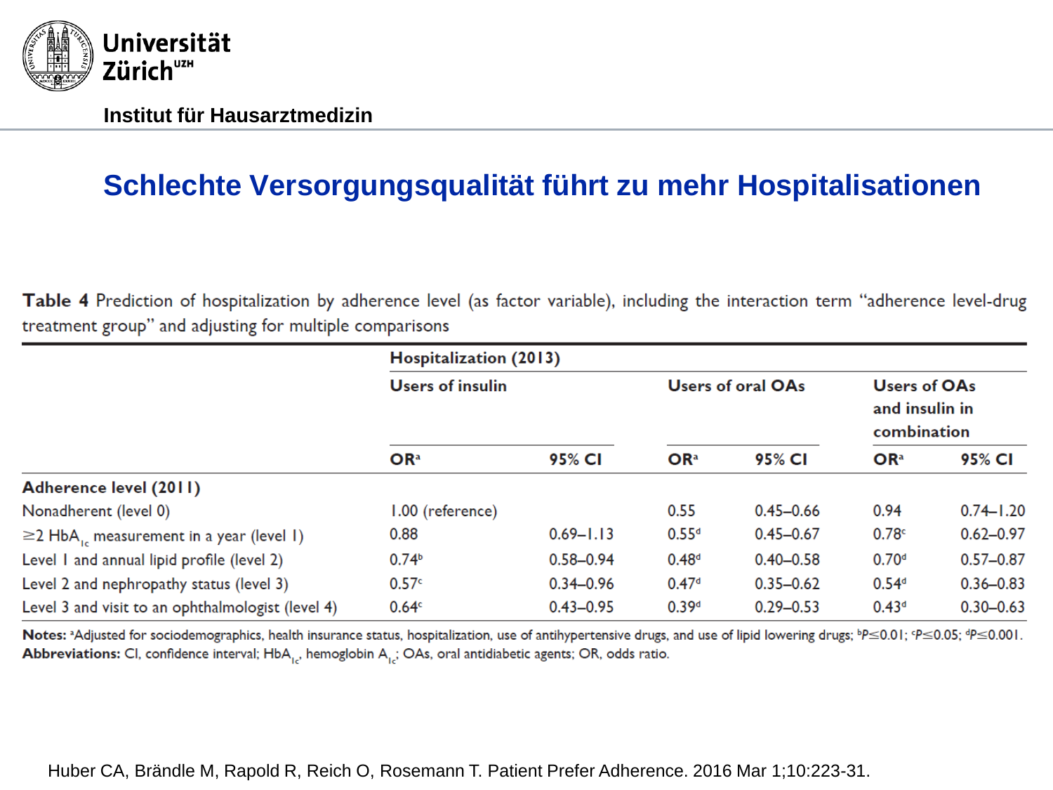Institut für Hausarztmedizin

# Schlechte Versorgungsqualität führt zu mehr Hospitalisationen

**Table 4** Prediction of hospitalization by adherence level (as factor variable), including the interaction term "adherence level-drug treatment group" and adjusting for multiple comparisons

| | Hospitalization (2013) | | | | | |
|---|---|---|---|---|---|---|
| | Users of insulin | | Users of oral OAs | | Users of OAs and insulin in combination | |
| | OR[a] | 95% CI | OR[a] | 95% CI | OR[a] | 95% CI |
| **Adherence level (2011)** | | | | | | |
| Nonadherent (level 0) | 1.00 (reference) | | 0.55 | 0.45–0.66 | 0.94 | 0.74–1.20 |
| ≥2 $HbA_{1c}$ measurement in a year (level 1) | 0.88 | 0.69–1.13 | 0.55[d] | 0.45–0.67 | 0.78[c] | 0.62–0.97 |
| Level 1 and annual lipid profile (level 2) | 0.74[b] | 0.58–0.94 | 0.48[d] | 0.40–0.58 | 0.70[d] | 0.57–0.87 |
| Level 2 and nephropathy status (level 3) | 0.57[c] | 0.34–0.96 | 0.47[d] | 0.35–0.62 | 0.54[d] | 0.36–0.83 |
| Level 3 and visit to an ophthalmologist (level 4) | 0.64[c] | 0.43–0.95 | 0.39[d] | 0.29–0.53 | 0.43[d] | 0.30–0.63 |

**Notes:** [a]Adjusted for sociodemographics, health insurance status, hospitalization, use of antihypertensive drugs, and use of lipid lowering drugs; [b]$P \leq 0.01$; [c]$P \leq 0.05$; [d]$P \leq 0.001$.
**Abbreviations:** CI, confidence interval; $HbA_{1c}$, hemoglobin $A_{1c}$; OAs, oral antidiabetic agents; OR, odds ratio.

Huber CA, Brändle M, Rapold R, Reich O, Rosemann T. Patient Prefer Adherence. 2016 Mar 1;10:223-31.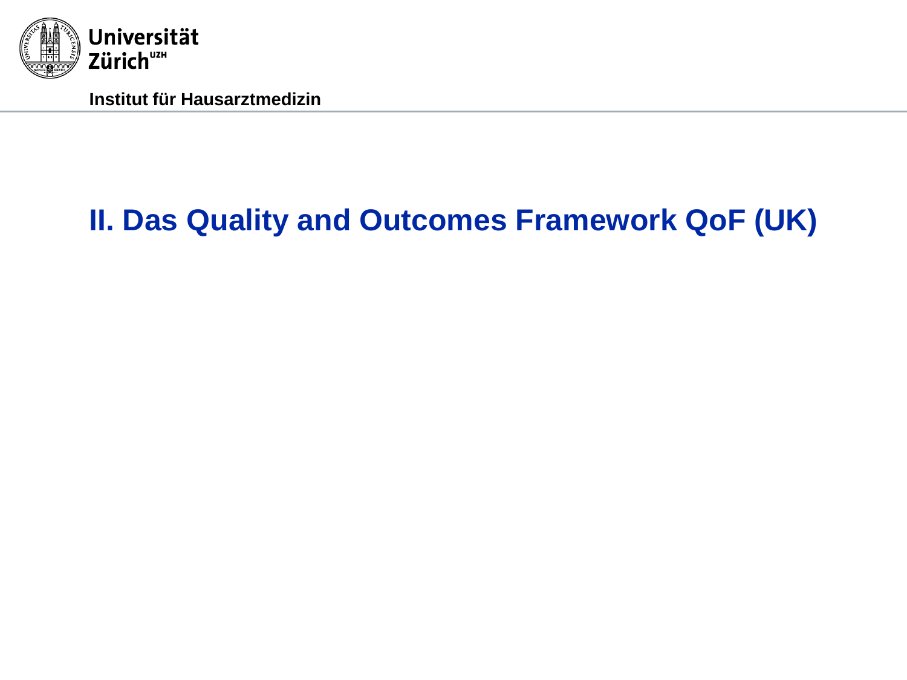## II. Das Quality and Outcomes Framework QoF (UK)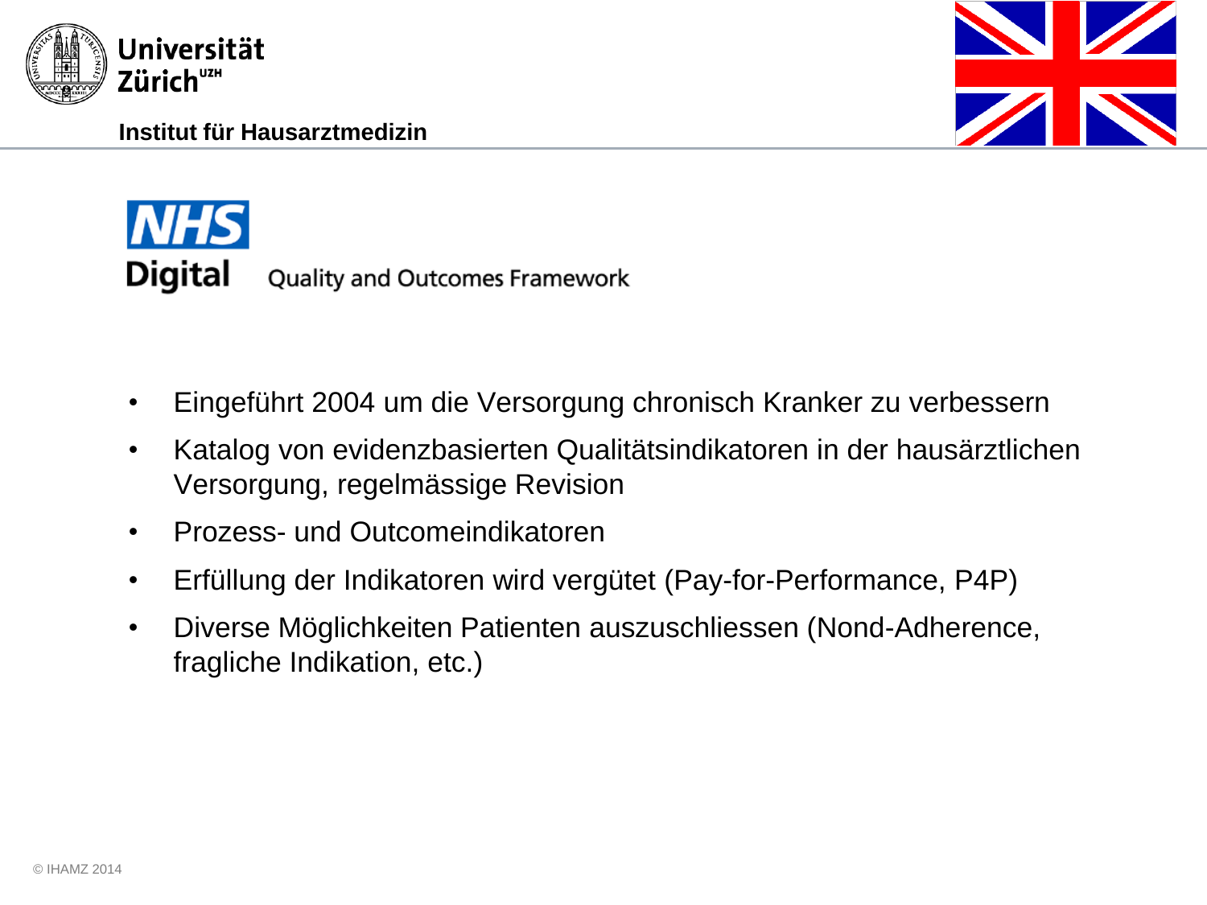# NHS Digital – Quality and Outcomes Framework

- Eingeführt 2004 um die Versorgung chronisch Kranker zu verbessern
- Katalog von evidenzbasierten Qualitätsindikatoren in der hausärztlichen Versorgung, regelmässige Revision
- Prozess- und Outcomeindikatoren
- Erfüllung der Indikatoren wird vergütet (Pay-for-Performance, P4P)
- Diverse Möglichkeiten Patienten auszuschliessen (Nond-Adherence, fragliche Indikation, etc.)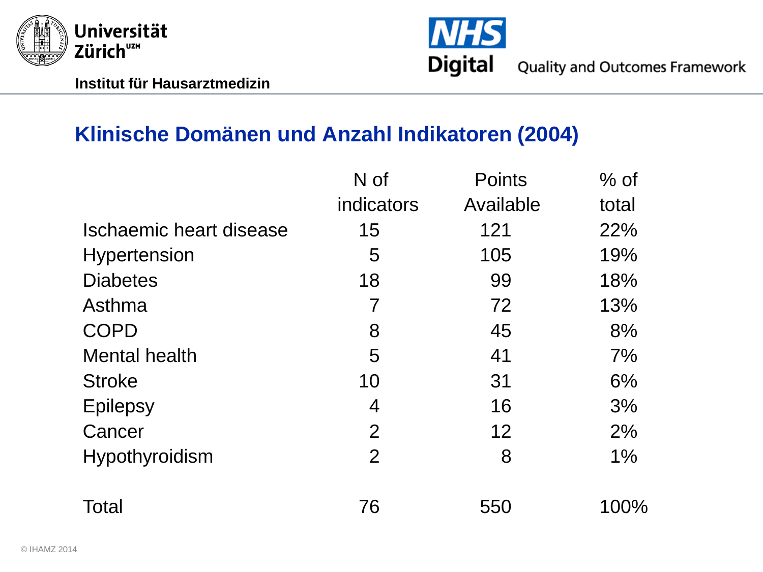## Klinische Domänen und Anzahl Indikatoren (2004)

| | N of indicators | Points Available | % of total |
|---|---|---|---|
| Ischaemic heart disease | 15 | 121 | 22% |
| Hypertension | 5 | 105 | 19% |
| Diabetes | 18 | 99 | 18% |
| Asthma | 7 | 72 | 13% |
| COPD | 8 | 45 | 8% |
| Mental health | 5 | 41 | 7% |
| Stroke | 10 | 31 | 6% |
| Epilepsy | 4 | 16 | 3% |
| Cancer | 2 | 12 | 2% |
| Hypothyroidism | 2 | 8 | 1% |
| Total | 76 | 550 | 100% |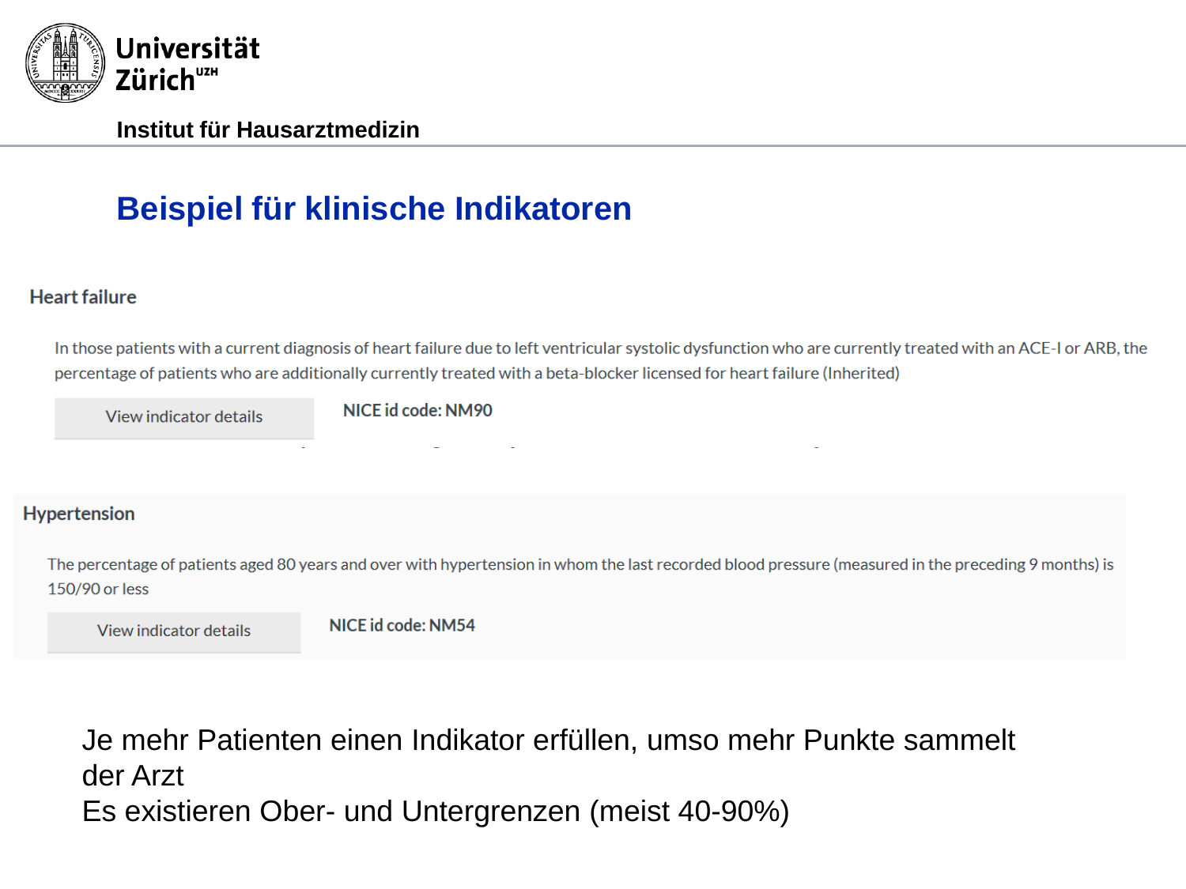# Beispiel für klinische Indikatoren

### Heart failure

In those patients with a current diagnosis of heart failure due to left ventricular systolic dysfunction who are currently treated with an ACE-I or ARB, the percentage of patients who are additionally currently treated with a beta-blocker licensed for heart failure (Inherited)

View indicator details

NICE id code: NM90

### Hypertension

The percentage of patients aged 80 years and over with hypertension in whom the last recorded blood pressure (measured in the preceding 9 months) is 150/90 or less

View indicator details

NICE id code: NM54

Je mehr Patienten einen Indikator erfüllen, umso mehr Punkte sammelt der Arzt
Es existieren Ober- und Untergrenzen (meist 40-90%)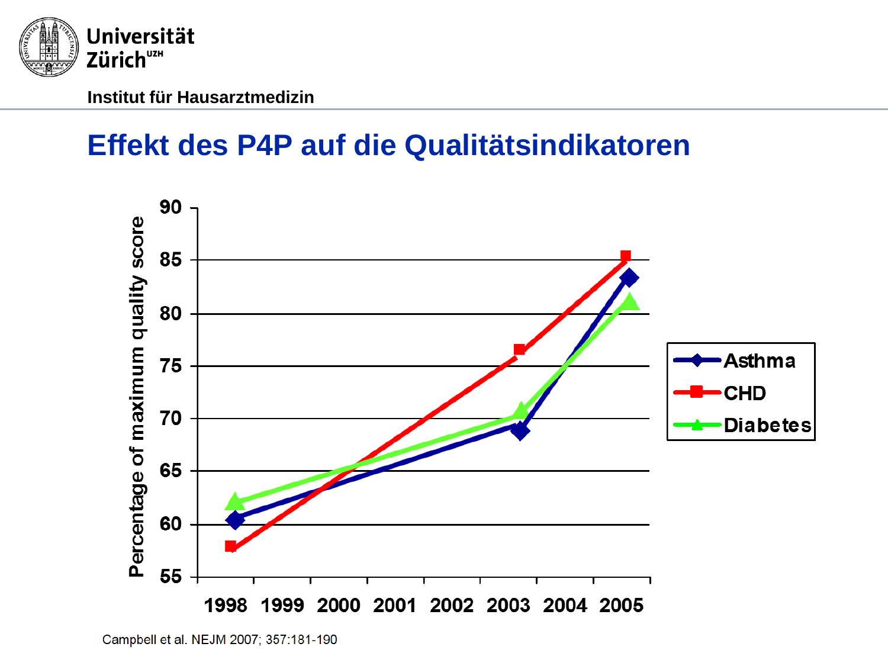## Effekt des P4P auf die Qualitätsindikatoren

Campbell et al. NEJM 2007; 357:181-190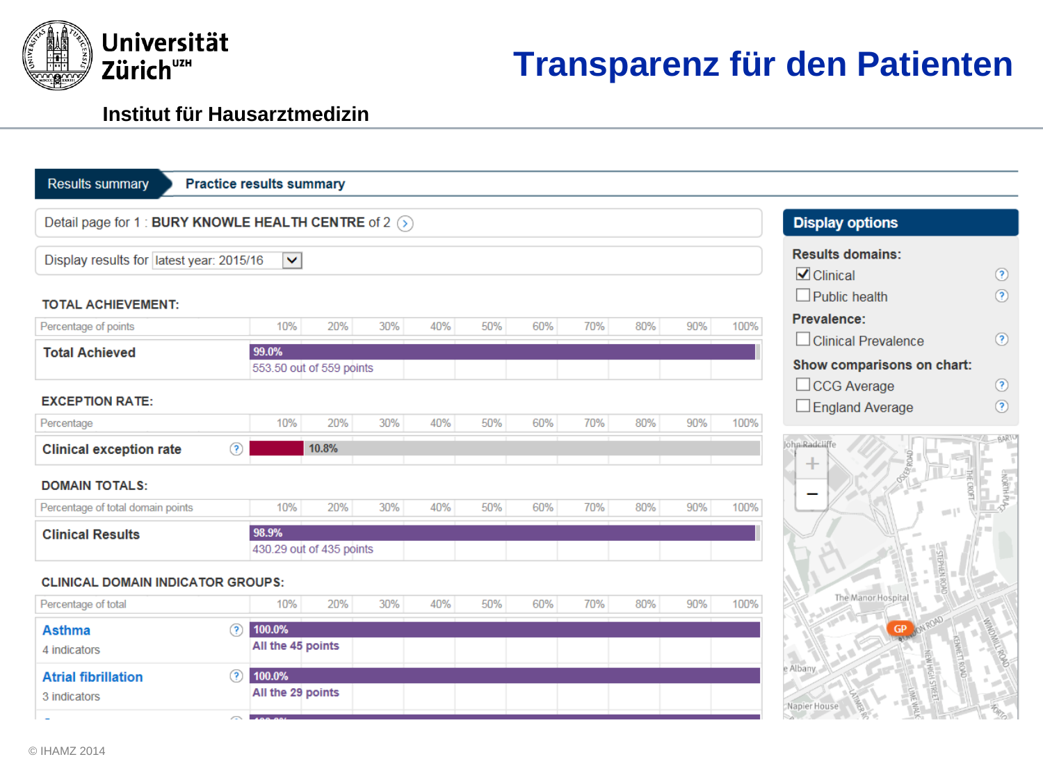# Transparenz für den Patienten

Universität Zürich[UZH]

**Institut für Hausarztmedizin**

**Results summary** | **Practice results summary**

Detail page for 1 : **BURY KNOWLE HEALTH CENTRE** of 2

Display results for latest year: 2015/16

**TOTAL ACHIEVEMENT:**

| Percentage of points | 10% | 20% | 30% | 40% | 50% | 60% | 70% | 80% | 90% | 100% |
|---|---|---|---|---|---|---|---|---|---|---|
| **Total Achieved** | 99.0% — 553.50 out of 559 points | | | | | | | | | |

**EXCEPTION RATE:**

| Percentage | 10% | 20% | 30% | 40% | 50% | 60% | 70% | 80% | 90% | 100% |
|---|---|---|---|---|---|---|---|---|---|---|
| **Clinical exception rate** | 10.8% | | | | | | | | | |

**DOMAIN TOTALS:**

| Percentage of total domain points | 10% | 20% | 30% | 40% | 50% | 60% | 70% | 80% | 90% | 100% |
|---|---|---|---|---|---|---|---|---|---|---|
| **Clinical Results** | 98.9% — 430.29 out of 435 points | | | | | | | | | |

**CLINICAL DOMAIN INDICATOR GROUPS:**

| Percentage of total | 10% | 20% | 30% | 40% | 50% | 60% | 70% | 80% | 90% | 100% |
|---|---|---|---|---|---|---|---|---|---|---|
| **Asthma** 4 indicators | 100.0% — All the 45 points | | | | | | | | | |
| **Atrial fibrillation** 3 indicators | 100.0% — All the 29 points | | | | | | | | | |

**Display options**

**Results domains:**
- [x] Clinical
- [ ] Public health

**Prevalence:**
- [ ] Clinical Prevalence

**Show comparisons on chart:**
- [ ] CCG Average
- [ ] England Average

© IHAMZ 2014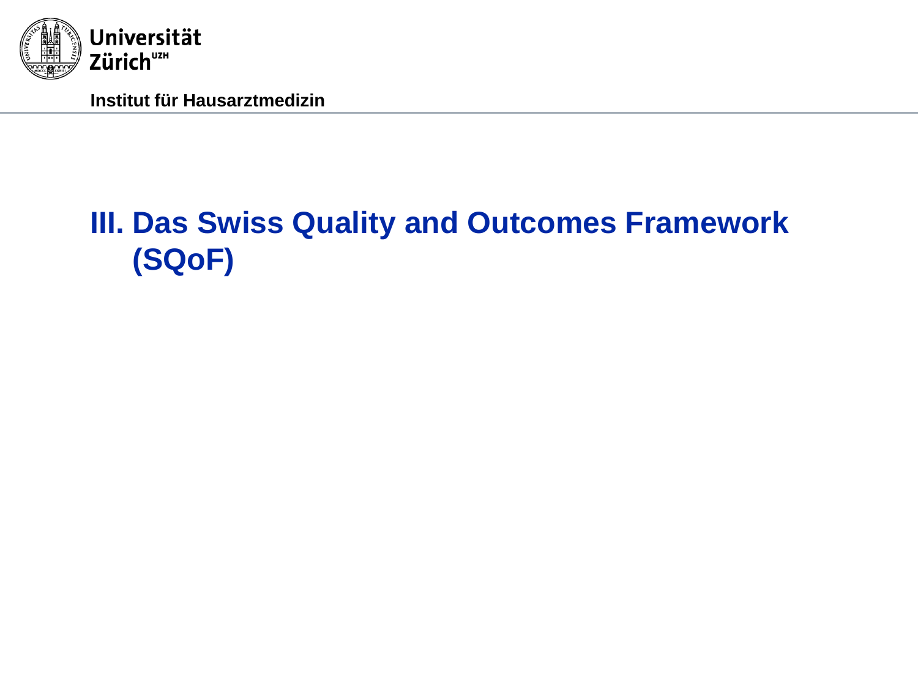# III. Das Swiss Quality and Outcomes Framework (SQoF)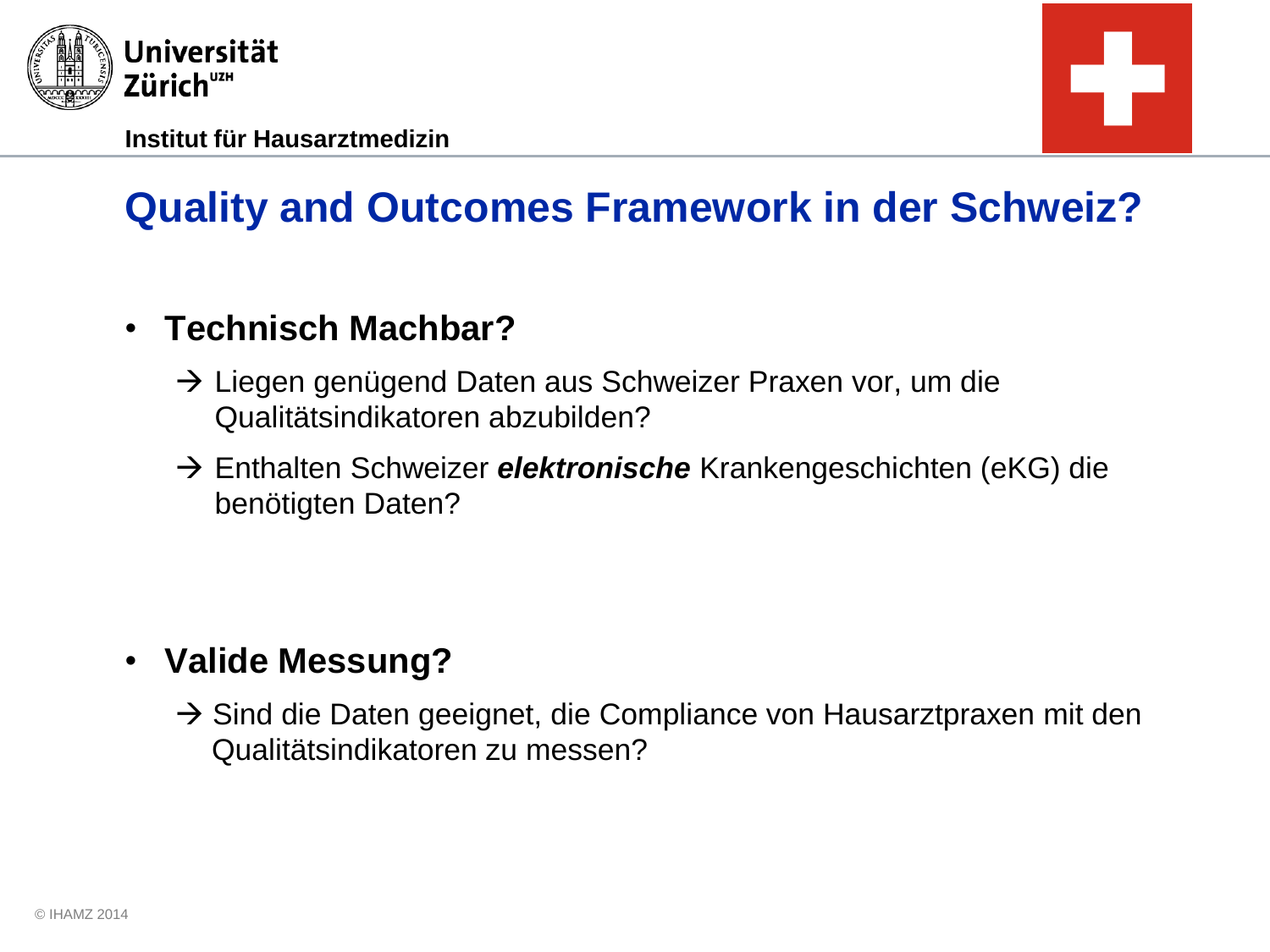# Quality and Outcomes Framework in der Schweiz?

- **Technisch Machbar?**
  - → Liegen genügend Daten aus Schweizer Praxen vor, um die Qualitätsindikatoren abzubilden?
  - → Enthalten Schweizer ***elektronische*** Krankengeschichten (eKG) die benötigten Daten?

- **Valide Messung?**
  - → Sind die Daten geeignet, die Compliance von Hausarztpraxen mit den Qualitätsindikatoren zu messen?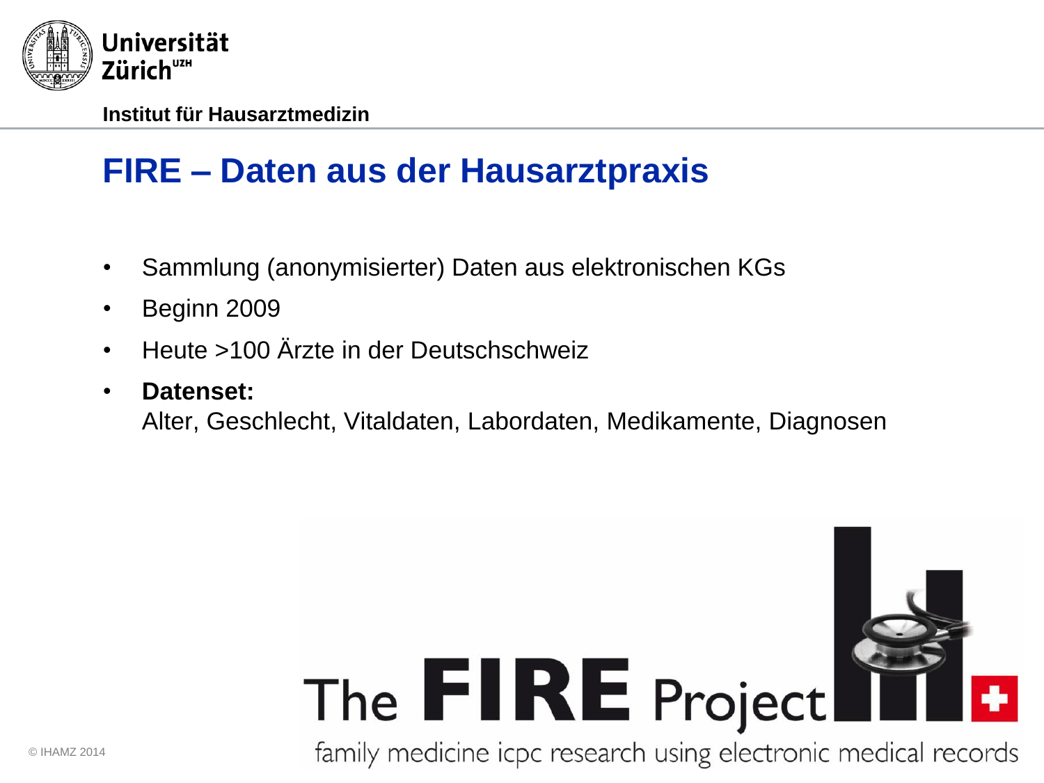# FIRE – Daten aus der Hausarztpraxis

- Sammlung (anonymisierter) Daten aus elektronischen KGs
- Beginn 2009
- Heute >100 Ärzte in der Deutschschweiz
- **Datenset:**
  Alter, Geschlecht, Vitaldaten, Labordaten, Medikamente, Diagnosen

The FIRE Project

family medicine icpc research using electronic medical records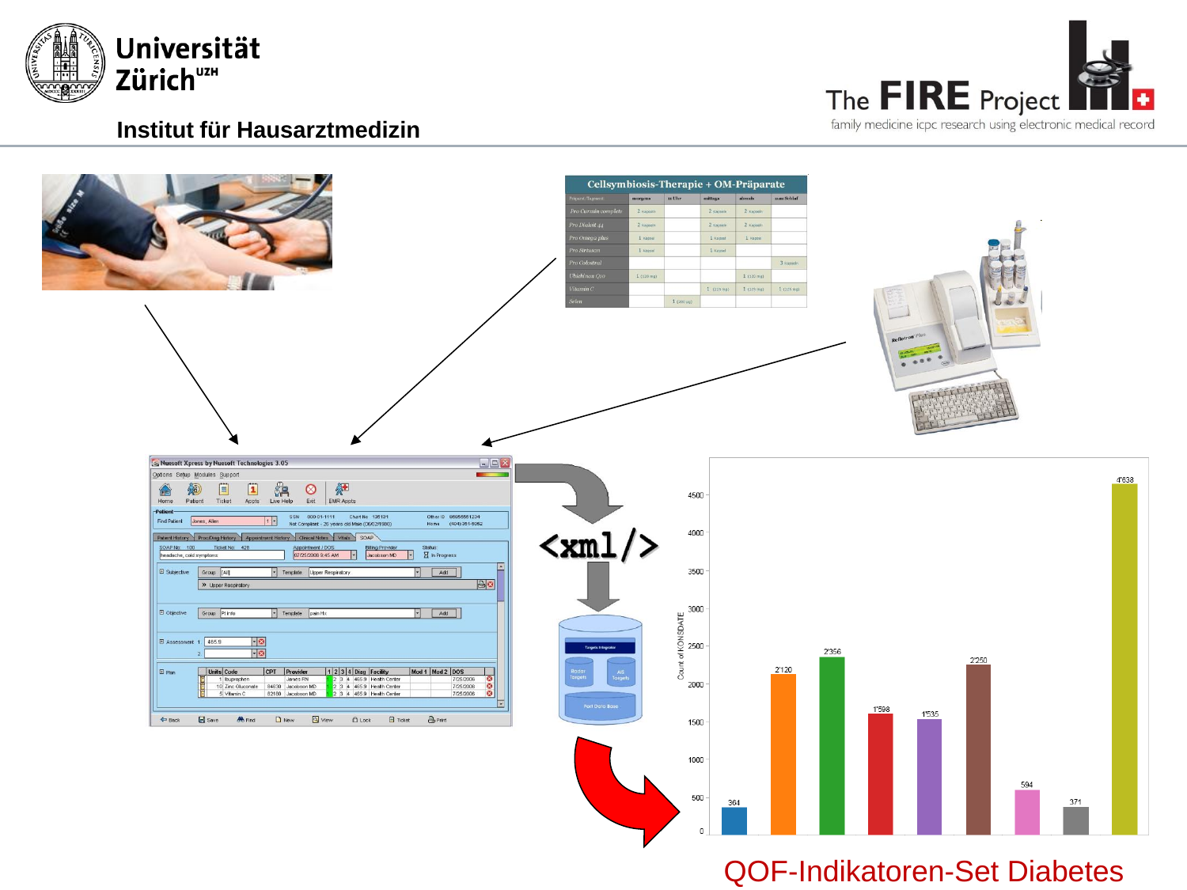Institut für Hausarztmedizin

QOF-Indikatoren-Set Diabetes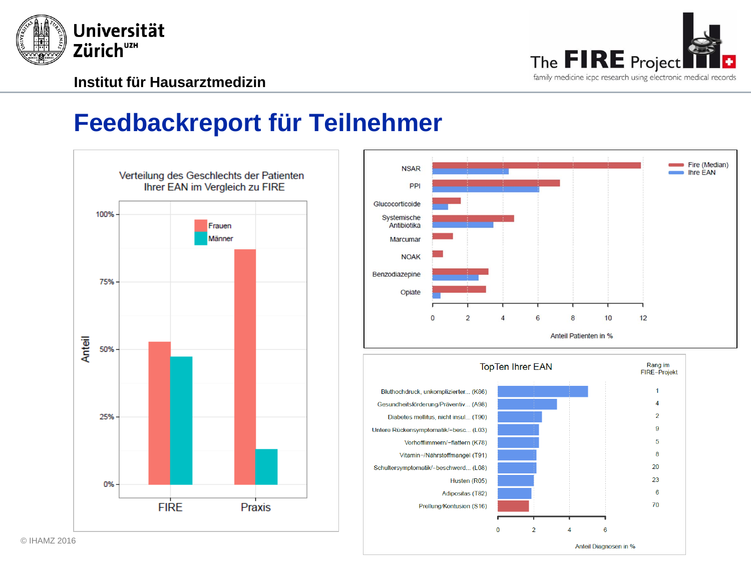Universität Zürich[UZH]

Institut für Hausarztmedizin

The FIRE Project
family medicine icpc research using electronic medical records

# Feedbackreport für Teilnehmer

Verteilung des Geschlechts der Patienten Ihrer EAN im Vergleich zu FIRE

Frauen
Männer

Anteil

100%
75%
50%
25%
0%

FIRE
Praxis

NSAR
PPI
Glucocorticoide
Systemische Antibiotika
Marcumar
NOAK
Benzodiazepine
Opiate

Fire (Median)
Ihre EAN

0 2 4 6 8 10 12

Anteil Patienten in %

TopTen Ihrer EAN

| Diagnose | Rang im FIRE-Projekt |
|---|---|
| Bluthochdruck, unkomplizierter... (K86) | 1 |
| Gesundheitsförderung/Präventiv... (A98) | 4 |
| Diabetes mellitus, nicht insul... (T90) | 2 |
| Untere Rückensymptomatik/-besc... (L03) | 9 |
| Vorhofflimmern/-flattern (K78) | 5 |
| Vitamin-/Nährstoffmangel (T91) | 8 |
| Schultersymptomatik/-beschwerd... (L08) | 20 |
| Husten (R05) | 23 |
| Adipositas (T82) | 6 |
| Prellung/Kontusion (S16) | 70 |

0 2 4 6

Anteil Diagnosen in %

© IHAMZ 2016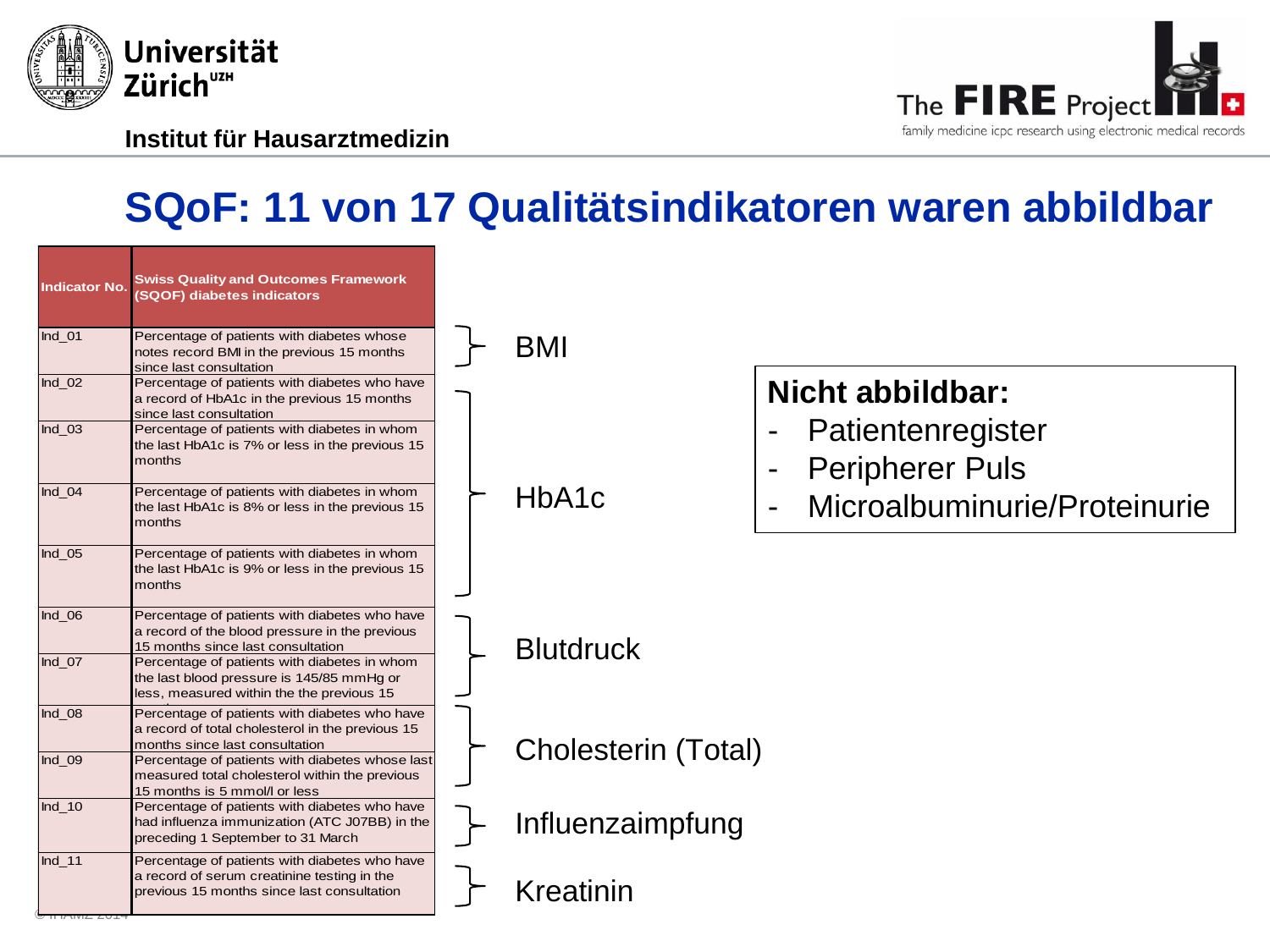# SQoF: 11 von 17 Qualitätsindikatoren waren abbildbar

| Indicator No. | Swiss Quality and Outcomes Framework (SQOF) diabetes indicators | |
|---|---|---|
| Ind_01 | Percentage of patients with diabetes whose notes record BMI in the previous 15 months since last consultation | BMI |
| Ind_02 | Percentage of patients with diabetes who have a record of HbA1c in the previous 15 months since last consultation | HbA1c |
| Ind_03 | Percentage of patients with diabetes in whom the last HbA1c is 7% or less in the previous 15 months | HbA1c |
| Ind_04 | Percentage of patients with diabetes in whom the last HbA1c is 8% or less in the previous 15 months | HbA1c |
| Ind_05 | Percentage of patients with diabetes in whom the last HbA1c is 9% or less in the previous 15 months | HbA1c |
| Ind_06 | Percentage of patients with diabetes who have a record of the blood pressure in the previous 15 months since last consultation | Blutdruck |
| Ind_07 | Percentage of patients with diabetes in whom the last blood pressure is 145/85 mmHg or less, measured within the the previous 15 | Blutdruck |
| Ind_08 | Percentage of patients with diabetes who have a record of total cholesterol in the previous 15 months since last consultation | Cholesterin (Total) |
| Ind_09 | Percentage of patients with diabetes whose last measured total cholesterol within the previous 15 months is 5 mmol/l or less | Cholesterin (Total) |
| Ind_10 | Percentage of patients with diabetes who have had influenza immunization (ATC J07BB) in the preceding 1 September to 31 March | Influenzaimpfung |
| Ind_11 | Percentage of patients with diabetes who have a record of serum creatinine testing in the previous 15 months since last consultation | Kreatinin |

**Nicht abbildbar:**

- Patientenregister
- Peripherer Puls
- Microalbuminurie/Proteinurie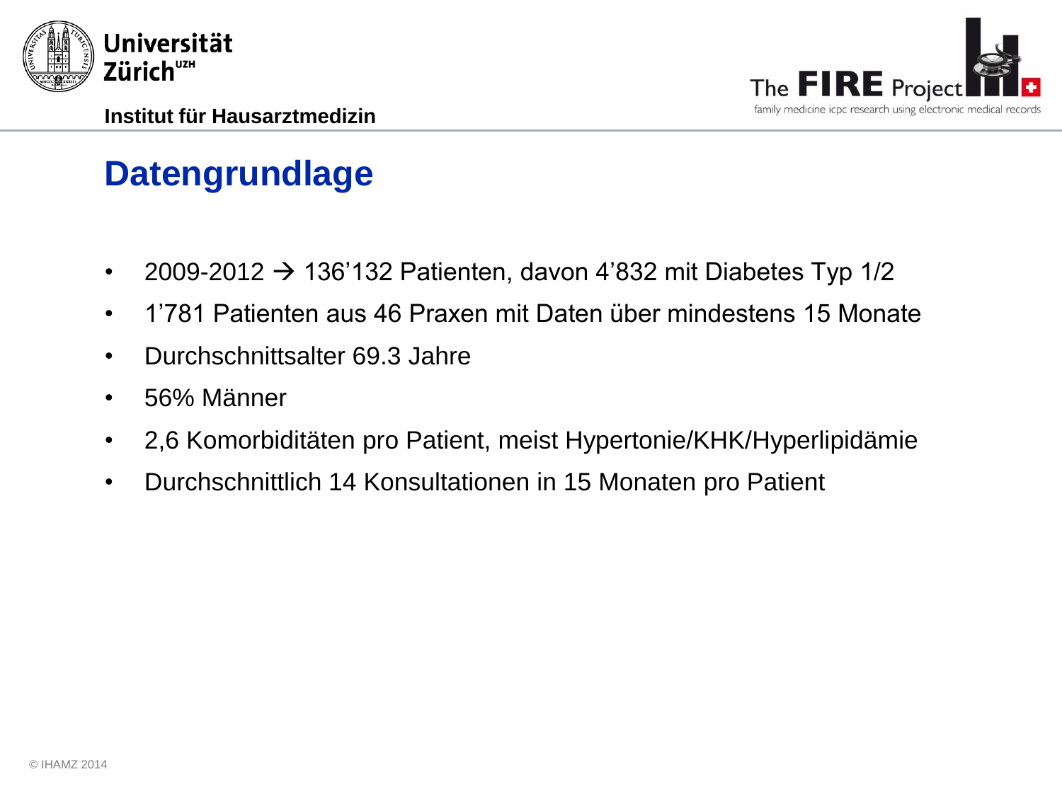# Datengrundlage

- 2009-2012 → 136’132 Patienten, davon 4’832 mit Diabetes Typ 1/2
- 1’781 Patienten aus 46 Praxen mit Daten über mindestens 15 Monate
- Durchschnittsalter 69.3 Jahre
- 56% Männer
- 2,6 Komorbiditäten pro Patient, meist Hypertonie/KHK/Hyperlipidämie
- Durchschnittlich 14 Konsultationen in 15 Monaten pro Patient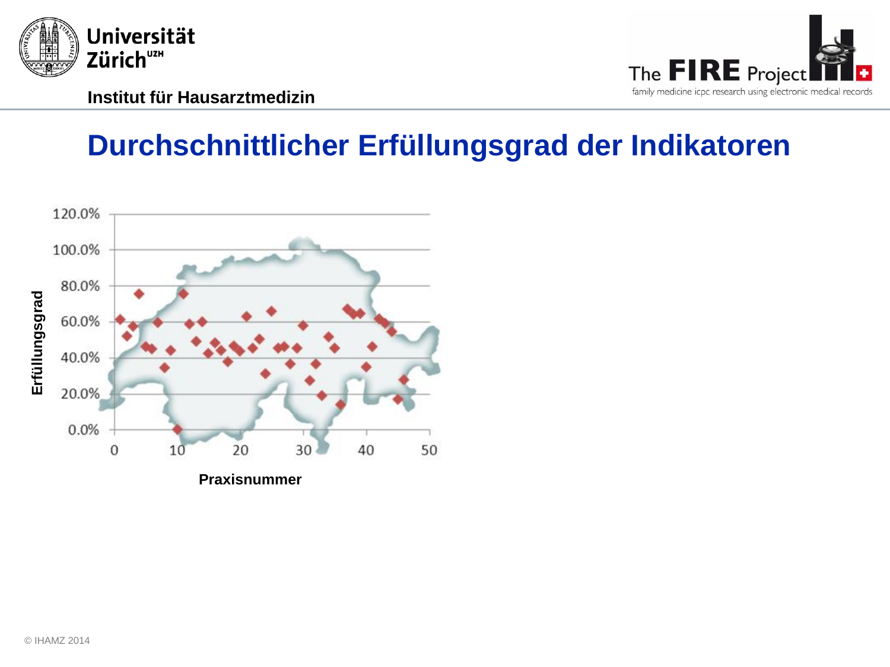Institut für Hausarztmedizin

# Durchschnittlicher Erfüllungsgrad der Indikatoren

Erfüllungsgrad

120.0%
100.0%
80.0%
60.0%
40.0%
20.0%
0.0%

0 10 20 30 40 50

Praxisnummer

© IHAMZ 2014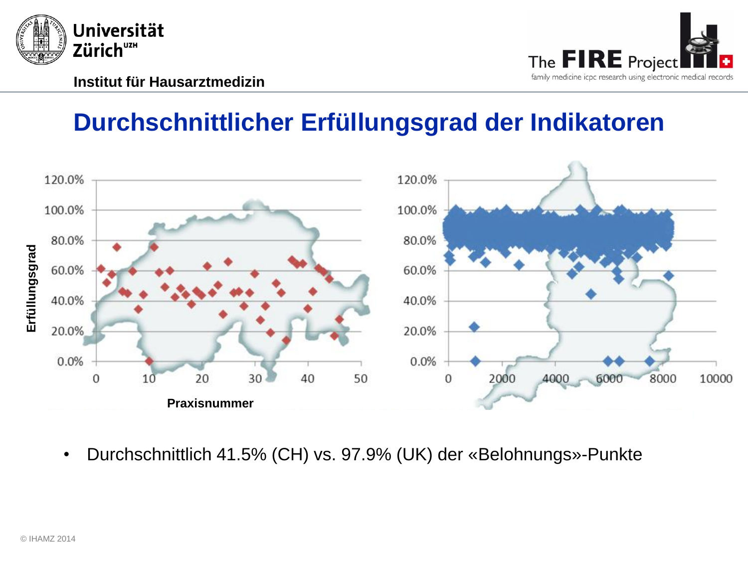# Durchschnittlicher Erfüllungsgrad der Indikatoren

Erfüllungsgrad

Praxisnummer

- Durchschnittlich 41.5% (CH) vs. 97.9% (UK) der «Belohnungs»-Punkte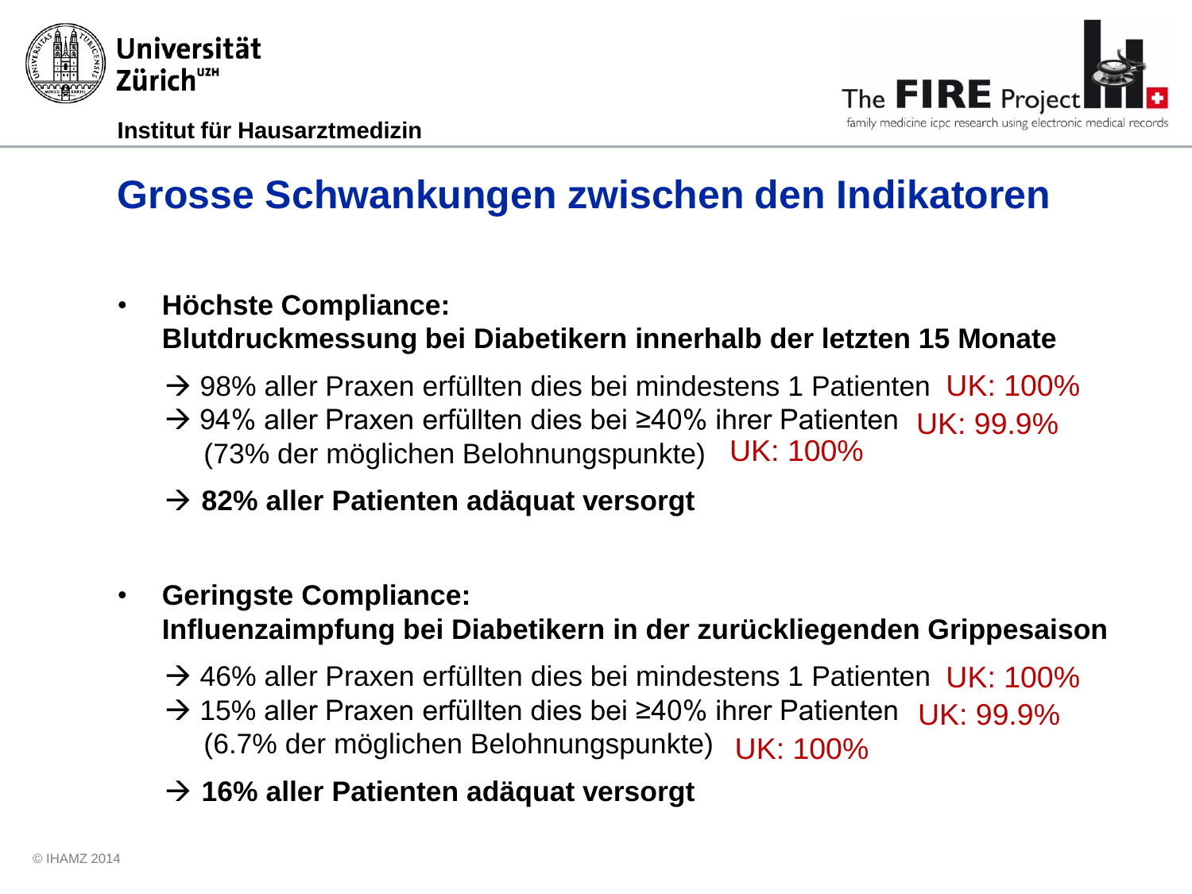## Grosse Schwankungen zwischen den Indikatoren

- **Höchste Compliance:**
  **Blutdruckmessung bei Diabetikern innerhalb der letzten 15 Monate**

  → 98% aller Praxen erfüllten dies bei mindestens 1 Patienten UK: 100%
  → 94% aller Praxen erfüllten dies bei ≥40% ihrer Patienten UK: 99.9%
  (73% der möglichen Belohnungspunkte) UK: 100%

  → **82% aller Patienten adäquat versorgt**

- **Geringste Compliance:**
  **Influenzaimpfung bei Diabetikern in der zurückliegenden Grippesaison**

  → 46% aller Praxen erfüllten dies bei mindestens 1 Patienten UK: 100%
  → 15% aller Praxen erfüllten dies bei ≥40% ihrer Patienten UK: 99.9%
  (6.7% der möglichen Belohnungspunkte) UK: 100%

  → **16% aller Patienten adäquat versorgt**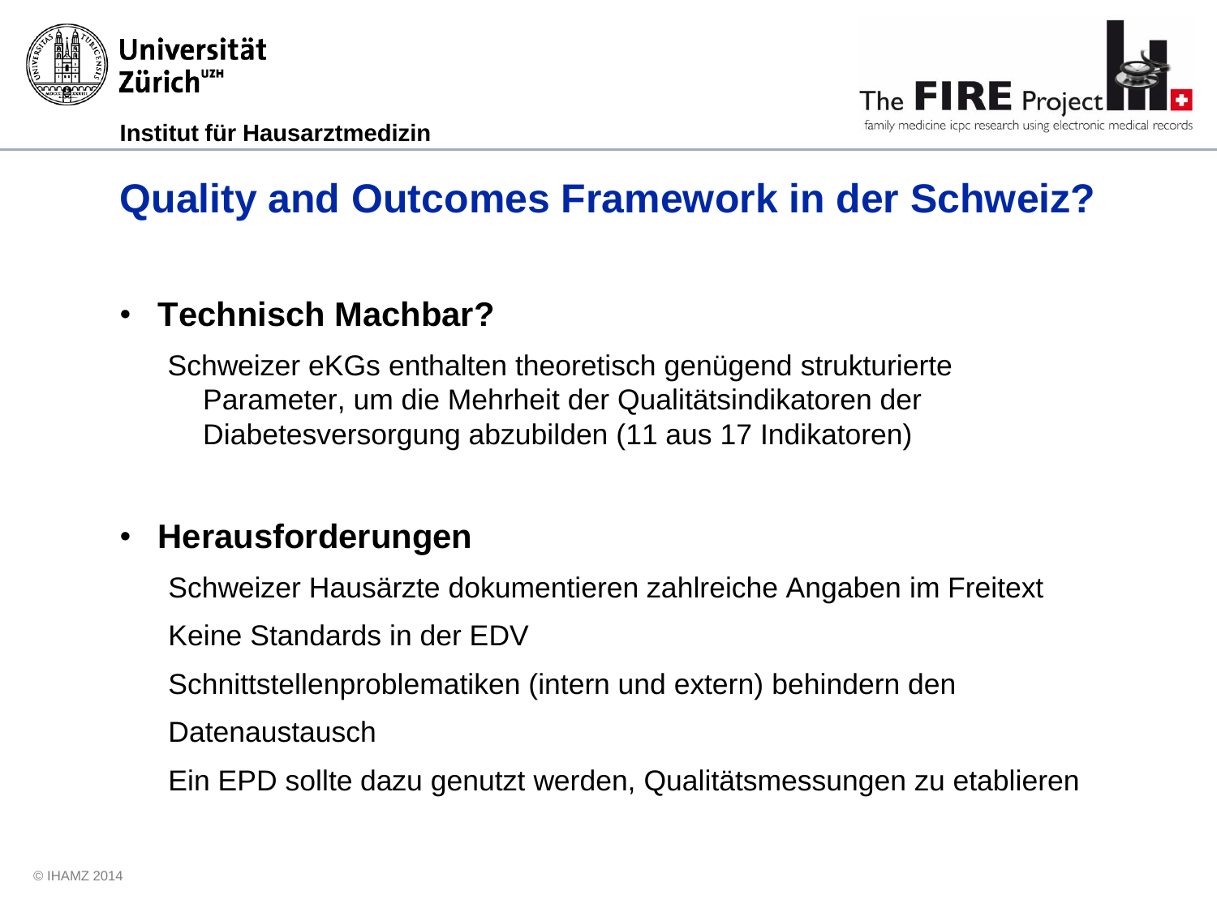Universität Zürich[UZH]

Institut für Hausarztmedizin

The FIRE Project
family medicine icpc research using electronic medical records

# Quality and Outcomes Framework in der Schweiz?

- **Technisch Machbar?**

  Schweizer eKGs enthalten theoretisch genügend strukturierte Parameter, um die Mehrheit der Qualitätsindikatoren der Diabetesversorgung abzubilden (11 aus 17 Indikatoren)

- **Herausforderungen**

  Schweizer Hausärzte dokumentieren zahlreiche Angaben im Freitext

  Keine Standards in der EDV

  Schnittstellenproblematiken (intern und extern) behindern den Datenaustausch

  Ein EPD sollte dazu genutzt werden, Qualitätsmessungen zu etablieren

© IHAMZ 2014